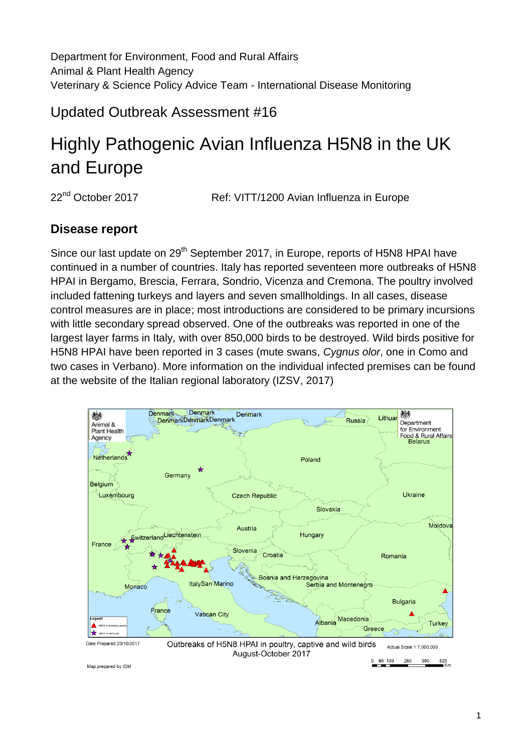Department for Environment, Food and Rural Affairs
Animal & Plant Health Agency
Veterinary & Science Policy Advice Team - International Disease Monitoring

## Updated Outbreak Assessment #16

# Highly Pathogenic Avian Influenza H5N8 in the UK and Europe

22nd October 2017 Ref: VITT/1200 Avian Influenza in Europe

### Disease report

Since our last update on 29th September 2017, in Europe, reports of H5N8 HPAI have continued in a number of countries. Italy has reported seventeen more outbreaks of H5N8 HPAI in Bergamo, Brescia, Ferrara, Sondrio, Vicenza and Cremona. The poultry involved included fattening turkeys and layers and seven smallholdings. In all cases, disease control measures are in place; most introductions are considered to be primary incursions with little secondary spread observed. One of the outbreaks was reported in one of the largest layer farms in Italy, with over 850,000 birds to be destroyed. Wild birds positive for H5N8 HPAI have been reported in 3 cases (mute swans, *Cygnus olor*, one in Como and two cases in Verbano). More information on the individual infected premises can be found at the website of the Italian regional laboratory (IZSV, 2017)

Outbreaks of H5N8 HPAI in poultry, captive and wild birds August-October 2017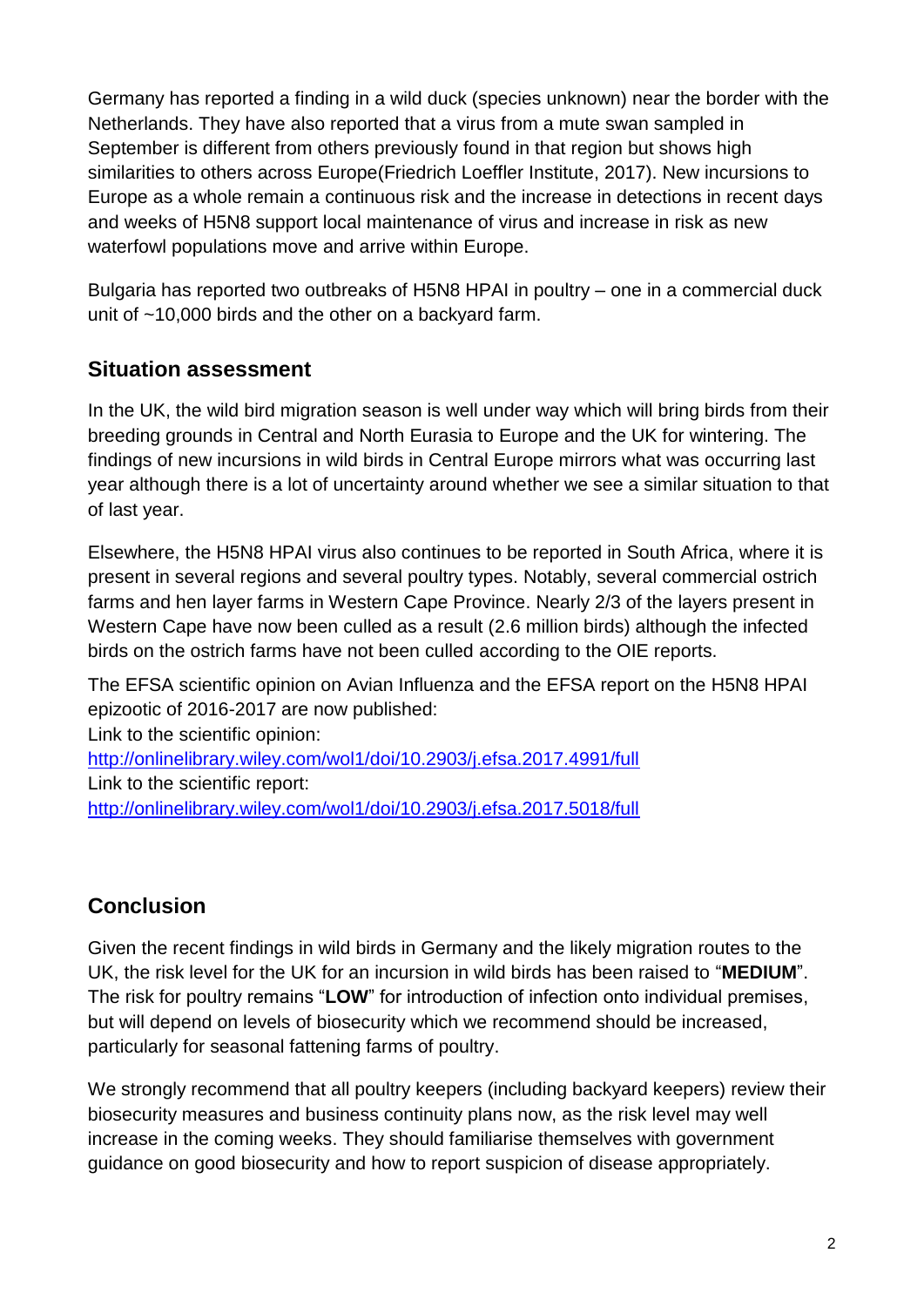Germany has reported a finding in a wild duck (species unknown) near the border with the Netherlands. They have also reported that a virus from a mute swan sampled in September is different from others previously found in that region but shows high similarities to others across Europe(Friedrich Loeffler Institute, 2017). New incursions to Europe as a whole remain a continuous risk and the increase in detections in recent days and weeks of H5N8 support local maintenance of virus and increase in risk as new waterfowl populations move and arrive within Europe.

Bulgaria has reported two outbreaks of H5N8 HPAI in poultry – one in a commercial duck unit of ~10,000 birds and the other on a backyard farm.

## Situation assessment

In the UK, the wild bird migration season is well under way which will bring birds from their breeding grounds in Central and North Eurasia to Europe and the UK for wintering. The findings of new incursions in wild birds in Central Europe mirrors what was occurring last year although there is a lot of uncertainty around whether we see a similar situation to that of last year.

Elsewhere, the H5N8 HPAI virus also continues to be reported in South Africa, where it is present in several regions and several poultry types. Notably, several commercial ostrich farms and hen layer farms in Western Cape Province. Nearly 2/3 of the layers present in Western Cape have now been culled as a result (2.6 million birds) although the infected birds on the ostrich farms have not been culled according to the OIE reports.

The EFSA scientific opinion on Avian Influenza and the EFSA report on the H5N8 HPAI epizootic of 2016-2017 are now published:
Link to the scientific opinion:
[http://onlinelibrary.wiley.com/wol1/doi/10.2903/j.efsa.2017.4991/full](http://onlinelibrary.wiley.com/wol1/doi/10.2903/j.efsa.2017.4991/full)
Link to the scientific report:
[http://onlinelibrary.wiley.com/wol1/doi/10.2903/j.efsa.2017.5018/full](http://onlinelibrary.wiley.com/wol1/doi/10.2903/j.efsa.2017.5018/full)

## Conclusion

Given the recent findings in wild birds in Germany and the likely migration routes to the UK, the risk level for the UK for an incursion in wild birds has been raised to "**MEDIUM**". The risk for poultry remains "**LOW**" for introduction of infection onto individual premises, but will depend on levels of biosecurity which we recommend should be increased, particularly for seasonal fattening farms of poultry.

We strongly recommend that all poultry keepers (including backyard keepers) review their biosecurity measures and business continuity plans now, as the risk level may well increase in the coming weeks. They should familiarise themselves with government guidance on good biosecurity and how to report suspicion of disease appropriately.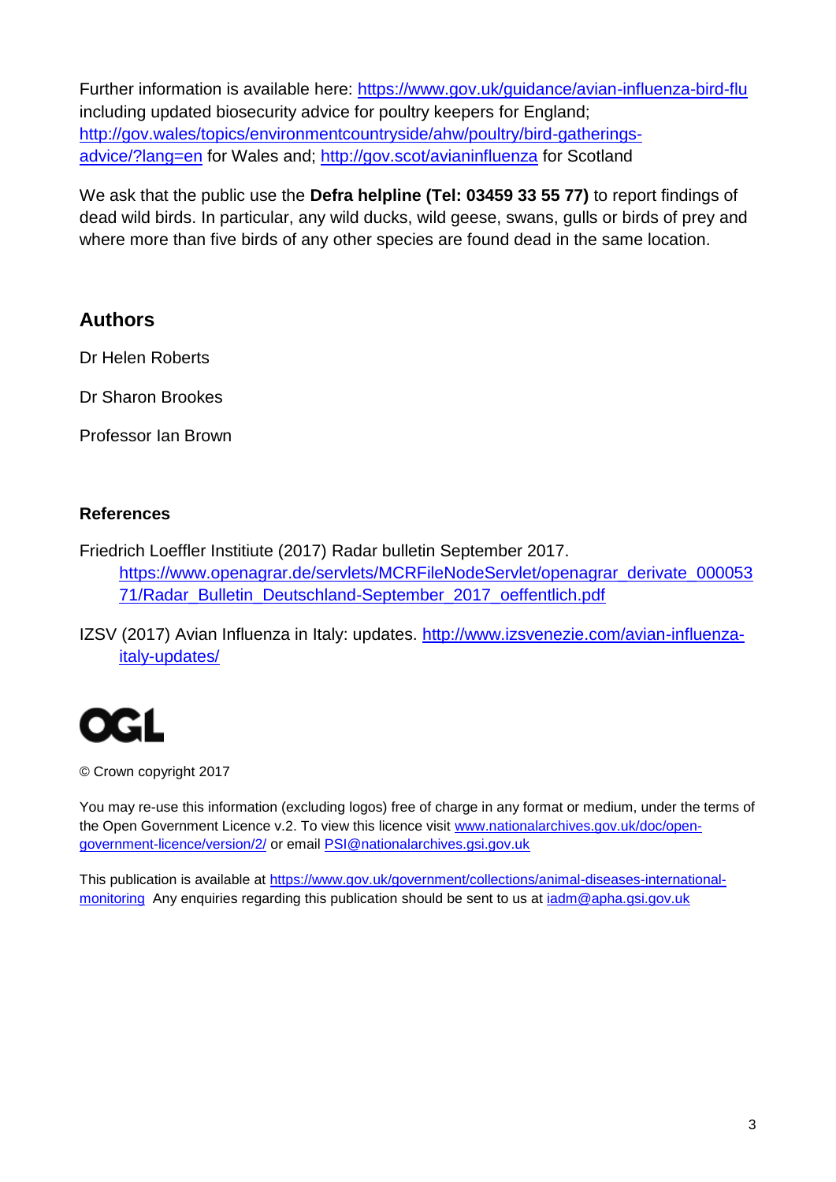Further information is available here: https://www.gov.uk/guidance/avian-influenza-bird-flu including updated biosecurity advice for poultry keepers for England; http://gov.wales/topics/environmentcountryside/ahw/poultry/bird-gatherings-advice/?lang=en for Wales and; http://gov.scot/avianinfluenza for Scotland

We ask that the public use the **Defra helpline (Tel: 03459 33 55 77)** to report findings of dead wild birds. In particular, any wild ducks, wild geese, swans, gulls or birds of prey and where more than five birds of any other species are found dead in the same location.

## Authors

Dr Helen Roberts

Dr Sharon Brookes

Professor Ian Brown

### References

Friedrich Loeffler Institiute (2017) Radar bulletin September 2017. https://www.openagrar.de/servlets/MCRFileNodeServlet/openagrar_derivate_00005371/Radar_Bulletin_Deutschland-September_2017_oeffentlich.pdf

IZSV (2017) Avian Influenza in Italy: updates. http://www.izsvenezie.com/avian-influenza-italy-updates/

OGL

© Crown copyright 2017

You may re-use this information (excluding logos) free of charge in any format or medium, under the terms of the Open Government Licence v.2. To view this licence visit www.nationalarchives.gov.uk/doc/open-government-licence/version/2/ or email PSI@nationalarchives.gsi.gov.uk

This publication is available at https://www.gov.uk/government/collections/animal-diseases-international-monitoring Any enquiries regarding this publication should be sent to us at iadm@apha.gsi.gov.uk